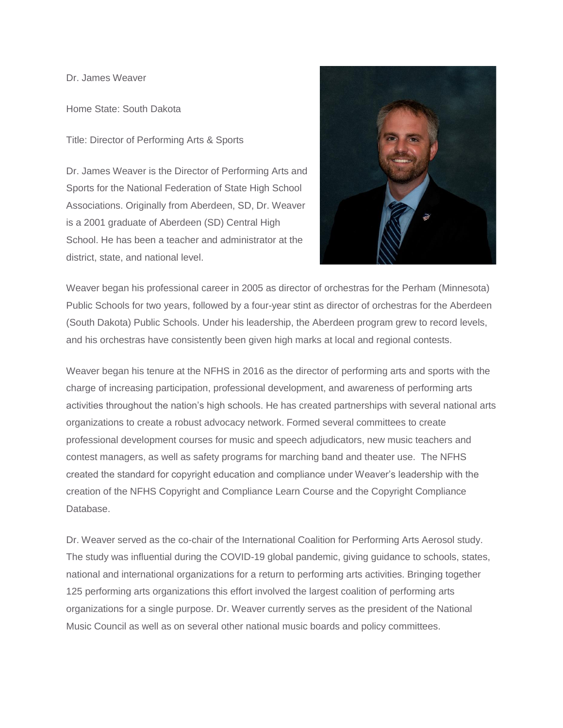Dr. James Weaver

Home State: South Dakota

Title: Director of Performing Arts & Sports

Dr. James Weaver is the Director of Performing Arts and Sports for the National Federation of State High School Associations. Originally from Aberdeen, SD, Dr. Weaver is a 2001 graduate of Aberdeen (SD) Central High School. He has been a teacher and administrator at the district, state, and national level.

Weaver began his professional career in 2005 as director of orchestras for the Perham (Minnesota) Public Schools for two years, followed by a four-year stint as director of orchestras for the Aberdeen (South Dakota) Public Schools. Under his leadership, the Aberdeen program grew to record levels, and his orchestras have consistently been given high marks at local and regional contests.

Weaver began his tenure at the NFHS in 2016 as the director of performing arts and sports with the charge of increasing participation, professional development, and awareness of performing arts activities throughout the nation's high schools. He has created partnerships with several national arts organizations to create a robust advocacy network. Formed several committees to create professional development courses for music and speech adjudicators, new music teachers and contest managers, as well as safety programs for marching band and theater use. The NFHS created the standard for copyright education and compliance under Weaver's leadership with the creation of the NFHS Copyright and Compliance Learn Course and the Copyright Compliance Database.

Dr. Weaver served as the co-chair of the International Coalition for Performing Arts Aerosol study. The study was influential during the COVID-19 global pandemic, giving guidance to schools, states, national and international organizations for a return to performing arts activities. Bringing together 125 performing arts organizations this effort involved the largest coalition of performing arts organizations for a single purpose. Dr. Weaver currently serves as the president of the National Music Council as well as on several other national music boards and policy committees.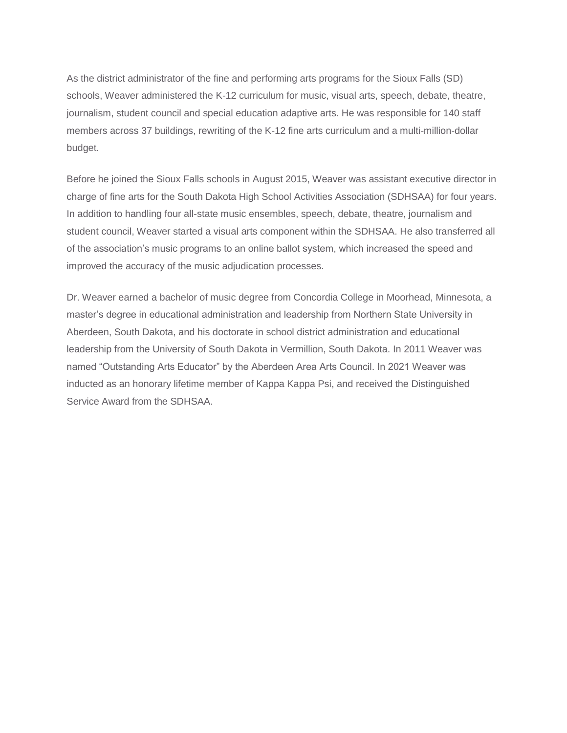As the district administrator of the fine and performing arts programs for the Sioux Falls (SD) schools, Weaver administered the K-12 curriculum for music, visual arts, speech, debate, theatre, journalism, student council and special education adaptive arts. He was responsible for 140 staff members across 37 buildings, rewriting of the K-12 fine arts curriculum and a multi-million-dollar budget.

Before he joined the Sioux Falls schools in August 2015, Weaver was assistant executive director in charge of fine arts for the South Dakota High School Activities Association (SDHSAA) for four years. In addition to handling four all-state music ensembles, speech, debate, theatre, journalism and student council, Weaver started a visual arts component within the SDHSAA. He also transferred all of the association's music programs to an online ballot system, which increased the speed and improved the accuracy of the music adjudication processes.

Dr. Weaver earned a bachelor of music degree from Concordia College in Moorhead, Minnesota, a master's degree in educational administration and leadership from Northern State University in Aberdeen, South Dakota, and his doctorate in school district administration and educational leadership from the University of South Dakota in Vermillion, South Dakota. In 2011 Weaver was named "Outstanding Arts Educator" by the Aberdeen Area Arts Council. In 2021 Weaver was inducted as an honorary lifetime member of Kappa Kappa Psi, and received the Distinguished Service Award from the SDHSAA.